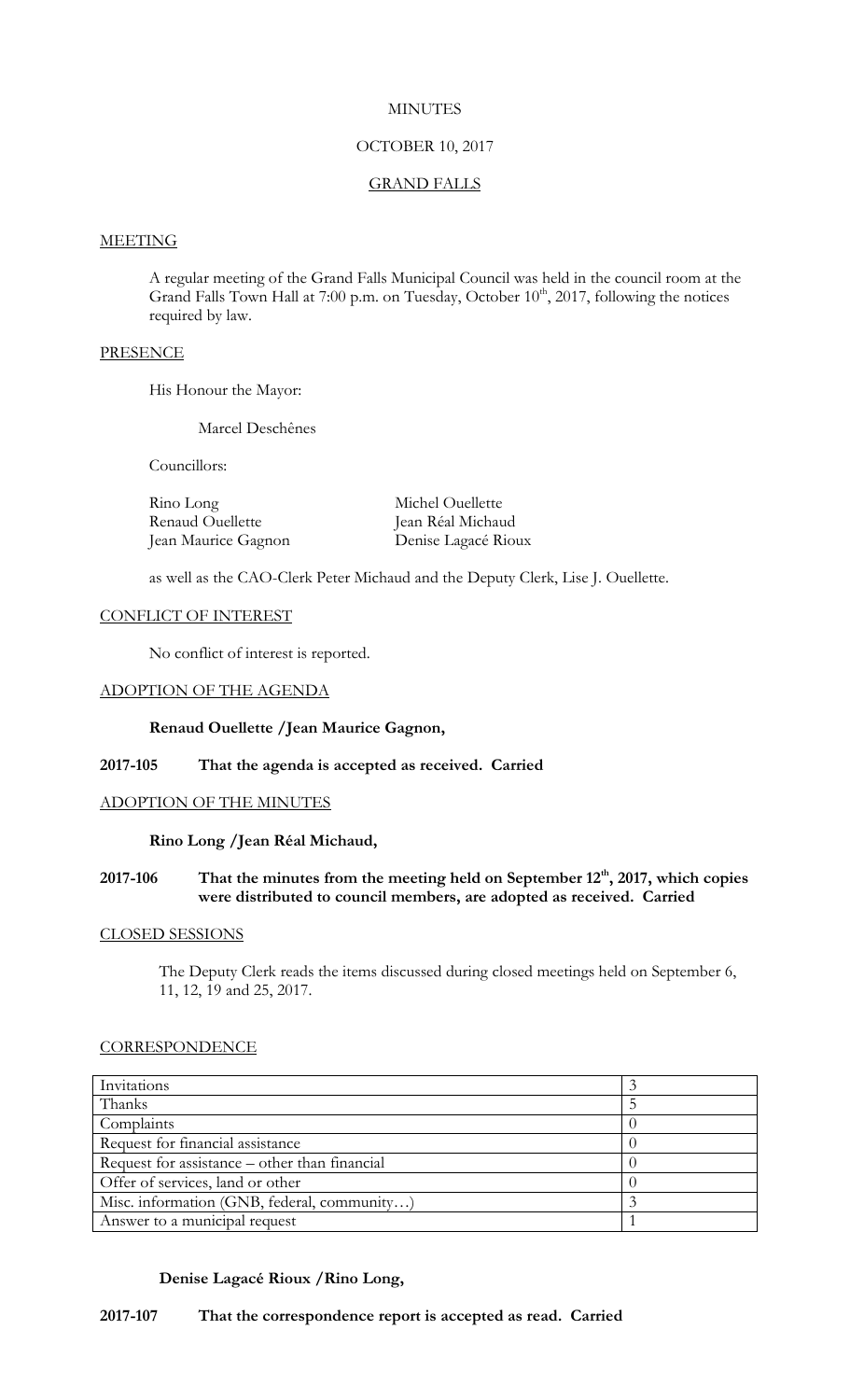MINUTES

OCTOBER 10, 2017

GRAND FALLS

## MEETING

A regular meeting of the Grand Falls Municipal Council was held in the council room at the Grand Falls Town Hall at 7:00 p.m. on Tuesday, October 10th, 2017, following the notices required by law.

## PRESENCE

His Honour the Mayor:

Marcel Deschênes

Councillors:

Rino Long
Renaud Ouellette
Jean Maurice Gagnon
Michel Ouellette
Jean Réal Michaud
Denise Lagacé Rioux

as well as the CAO-Clerk Peter Michaud and the Deputy Clerk, Lise J. Ouellette.

## CONFLICT OF INTEREST

No conflict of interest is reported.

## ADOPTION OF THE AGENDA

**Renaud Ouellette /Jean Maurice Gagnon,**

**2017-105 That the agenda is accepted as received. Carried**

## ADOPTION OF THE MINUTES

**Rino Long /Jean Réal Michaud,**

**2017-106 That the minutes from the meeting held on September 12th, 2017, which copies were distributed to council members, are adopted as received. Carried**

## CLOSED SESSIONS

The Deputy Clerk reads the items discussed during closed meetings held on September 6, 11, 12, 19 and 25, 2017.

## CORRESPONDENCE

| | |
|---|---|
| Invitations | 3 |
| Thanks | 5 |
| Complaints | 0 |
| Request for financial assistance | 0 |
| Request for assistance – other than financial | 0 |
| Offer of services, land or other | 0 |
| Misc. information (GNB, federal, community…) | 3 |
| Answer to a municipal request | 1 |

**Denise Lagacé Rioux /Rino Long,**

**2017-107 That the correspondence report is accepted as read. Carried**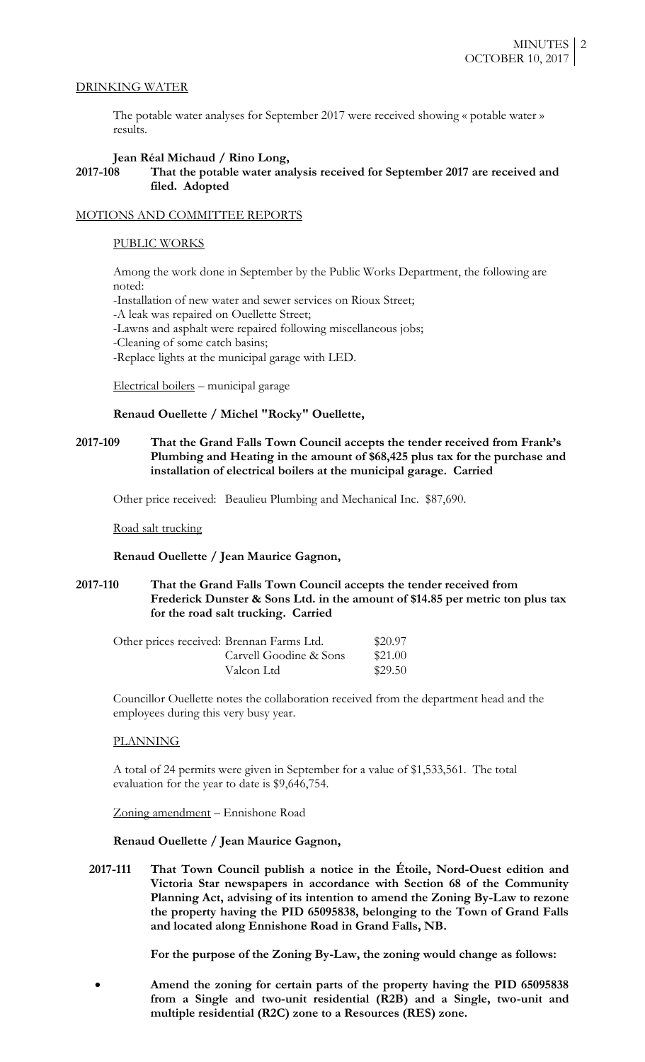DRINKING WATER

The potable water analyses for September 2017 were received showing « potable water » results.

**Jean Réal Michaud / Rino Long,**

**2017-108 That the potable water analysis received for September 2017 are received and filed. Adopted**

MOTIONS AND COMMITTEE REPORTS

PUBLIC WORKS

Among the work done in September by the Public Works Department, the following are noted:

-Installation of new water and sewer services on Rioux Street;
-A leak was repaired on Ouellette Street;
-Lawns and asphalt were repaired following miscellaneous jobs;
-Cleaning of some catch basins;
-Replace lights at the municipal garage with LED.

Electrical boilers – municipal garage

**Renaud Ouellette / Michel "Rocky" Ouellette,**

**2017-109 That the Grand Falls Town Council accepts the tender received from Frank's Plumbing and Heating in the amount of $68,425 plus tax for the purchase and installation of electrical boilers at the municipal garage. Carried**

Other price received: Beaulieu Plumbing and Mechanical Inc. $87,690.

Road salt trucking

**Renaud Ouellette / Jean Maurice Gagnon,**

**2017-110 That the Grand Falls Town Council accepts the tender received from Frederick Dunster & Sons Ltd. in the amount of $14.85 per metric ton plus tax for the road salt trucking. Carried**

| Other prices received: | Brennan Farms Ltd. | $20.97 |
|---|---|---|
| | Carvell Goodine & Sons | $21.00 |
| | Valcon Ltd | $29.50 |

Councillor Ouellette notes the collaboration received from the department head and the employees during this very busy year.

PLANNING

A total of 24 permits were given in September for a value of $1,533,561. The total evaluation for the year to date is $9,646,754.

Zoning amendment – Ennishone Road

**Renaud Ouellette / Jean Maurice Gagnon,**

**2017-111 That Town Council publish a notice in the Étoile, Nord-Ouest edition and Victoria Star newspapers in accordance with Section 68 of the Community Planning Act, advising of its intention to amend the Zoning By-Law to rezone the property having the PID 65095838, belonging to the Town of Grand Falls and located along Ennishone Road in Grand Falls, NB.**

**For the purpose of the Zoning By-Law, the zoning would change as follows:**

- **Amend the zoning for certain parts of the property having the PID 65095838 from a Single and two-unit residential (R2B) and a Single, two-unit and multiple residential (R2C) zone to a Resources (RES) zone.**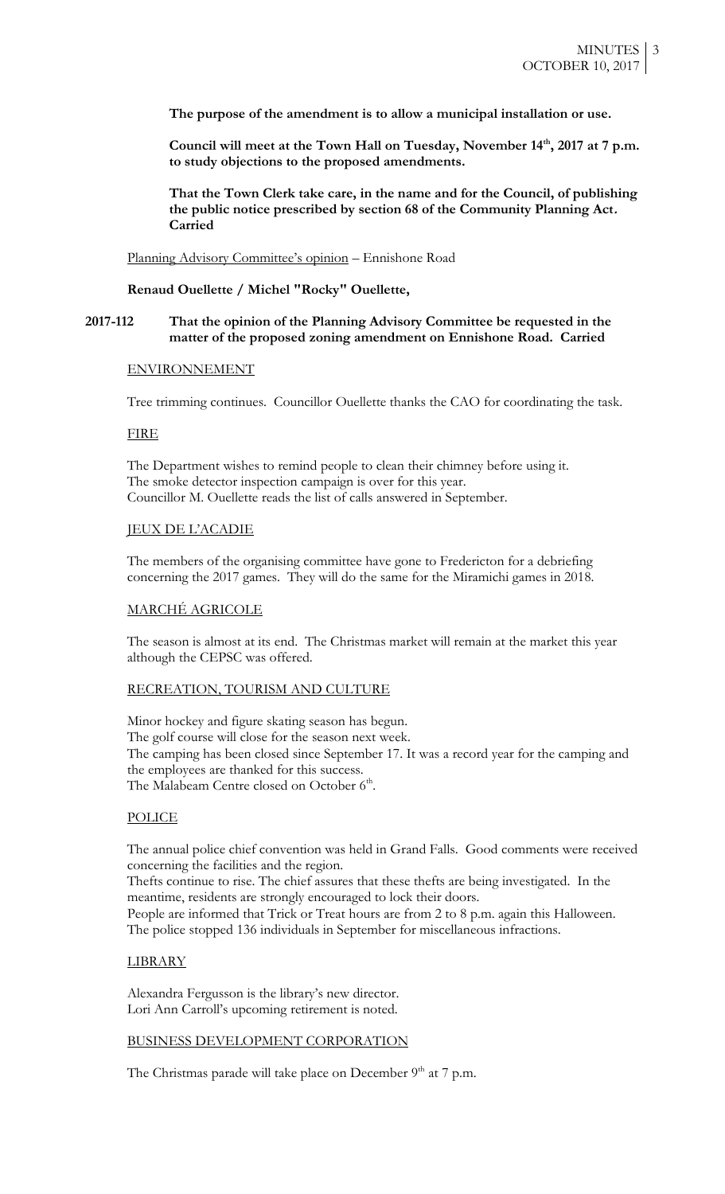**The purpose of the amendment is to allow a municipal installation or use.**

**Council will meet at the Town Hall on Tuesday, November 14th, 2017 at 7 p.m. to study objections to the proposed amendments.**

**That the Town Clerk take care, in the name and for the Council, of publishing the public notice prescribed by section 68 of the Community Planning Act. Carried**

Planning Advisory Committee's opinion – Ennishone Road

**Renaud Ouellette / Michel "Rocky" Ouellette,**

**2017-112 That the opinion of the Planning Advisory Committee be requested in the matter of the proposed zoning amendment on Ennishone Road. Carried**

ENVIRONNEMENT

Tree trimming continues. Councillor Ouellette thanks the CAO for coordinating the task.

FIRE

The Department wishes to remind people to clean their chimney before using it.
The smoke detector inspection campaign is over for this year.
Councillor M. Ouellette reads the list of calls answered in September.

JEUX DE L'ACADIE

The members of the organising committee have gone to Fredericton for a debriefing concerning the 2017 games. They will do the same for the Miramichi games in 2018.

MARCHÉ AGRICOLE

The season is almost at its end. The Christmas market will remain at the market this year although the CEPSC was offered.

RECREATION, TOURISM AND CULTURE

Minor hockey and figure skating season has begun.
The golf course will close for the season next week.
The camping has been closed since September 17. It was a record year for the camping and the employees are thanked for this success.
The Malabeam Centre closed on October 6th.

POLICE

The annual police chief convention was held in Grand Falls. Good comments were received concerning the facilities and the region.
Thefts continue to rise. The chief assures that these thefts are being investigated. In the meantime, residents are strongly encouraged to lock their doors.
People are informed that Trick or Treat hours are from 2 to 8 p.m. again this Halloween.
The police stopped 136 individuals in September for miscellaneous infractions.

LIBRARY

Alexandra Fergusson is the library's new director.
Lori Ann Carroll's upcoming retirement is noted.

BUSINESS DEVELOPMENT CORPORATION

The Christmas parade will take place on December 9th at 7 p.m.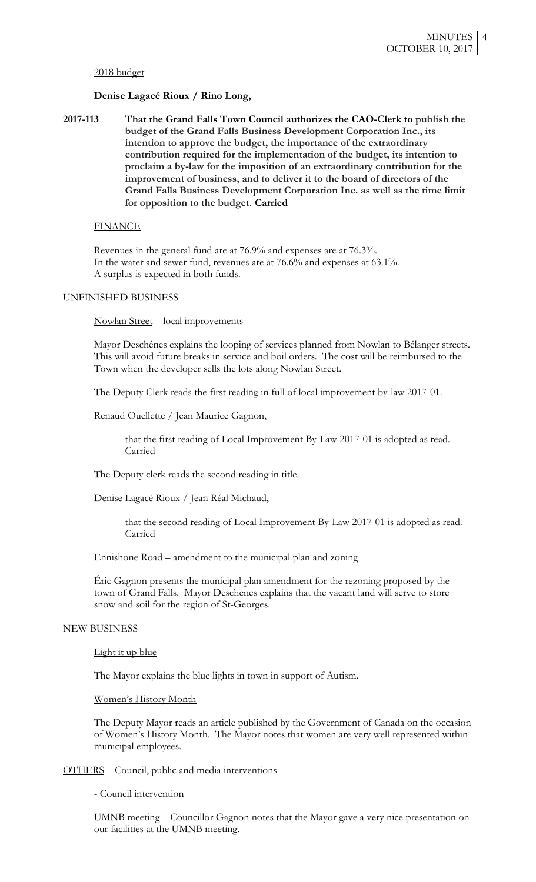2018 budget

**Denise Lagacé Rioux / Rino Long,**

**2017-113 That the Grand Falls Town Council authorizes the CAO-Clerk to publish the budget of the Grand Falls Business Development Corporation Inc., its intention to approve the budget, the importance of the extraordinary contribution required for the implementation of the budget, its intention to proclaim a by-law for the imposition of an extraordinary contribution for the improvement of business, and to deliver it to the board of directors of the Grand Falls Business Development Corporation Inc. as well as the time limit for opposition to the budget**. **Carried**

FINANCE

Revenues in the general fund are at 76.9% and expenses are at 76.3%.
In the water and sewer fund, revenues are at 76.6% and expenses at 63.1%.
A surplus is expected in both funds.

UNFINISHED BUSINESS

Nowlan Street – local improvements

Mayor Deschênes explains the looping of services planned from Nowlan to Bélanger streets. This will avoid future breaks in service and boil orders. The cost will be reimbursed to the Town when the developer sells the lots along Nowlan Street.

The Deputy Clerk reads the first reading in full of local improvement by-law 2017-01.

Renaud Ouellette / Jean Maurice Gagnon,

that the first reading of Local Improvement By-Law 2017-01 is adopted as read. Carried

The Deputy clerk reads the second reading in title.

Denise Lagacé Rioux / Jean Réal Michaud,

that the second reading of Local Improvement By-Law 2017-01 is adopted as read. Carried

Ennishone Road – amendment to the municipal plan and zoning

Éric Gagnon presents the municipal plan amendment for the rezoning proposed by the town of Grand Falls. Mayor Deschenes explains that the vacant land will serve to store snow and soil for the region of St-Georges.

NEW BUSINESS

Light it up blue

The Mayor explains the blue lights in town in support of Autism.

Women's History Month

The Deputy Mayor reads an article published by the Government of Canada on the occasion of Women's History Month. The Mayor notes that women are very well represented within municipal employees.

OTHERS – Council, public and media interventions

- Council intervention

UMNB meeting – Councillor Gagnon notes that the Mayor gave a very nice presentation on our facilities at the UMNB meeting.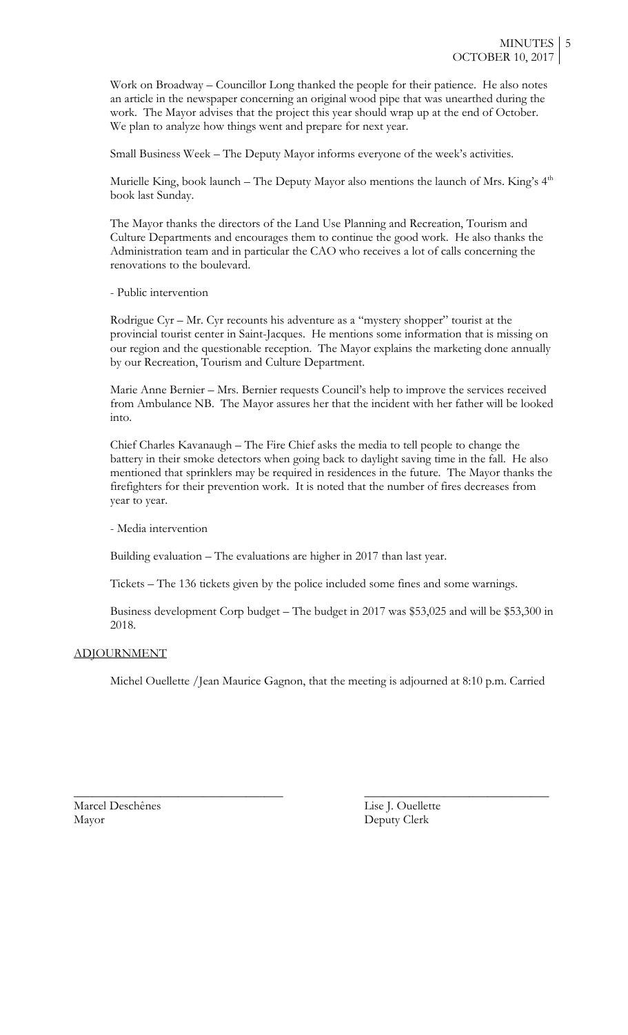Work on Broadway – Councillor Long thanked the people for their patience. He also notes an article in the newspaper concerning an original wood pipe that was unearthed during the work. The Mayor advises that the project this year should wrap up at the end of October. We plan to analyze how things went and prepare for next year.

Small Business Week – The Deputy Mayor informs everyone of the week's activities.

Murielle King, book launch – The Deputy Mayor also mentions the launch of Mrs. King's 4th book last Sunday.

The Mayor thanks the directors of the Land Use Planning and Recreation, Tourism and Culture Departments and encourages them to continue the good work. He also thanks the Administration team and in particular the CAO who receives a lot of calls concerning the renovations to the boulevard.

- Public intervention

Rodrigue Cyr – Mr. Cyr recounts his adventure as a "mystery shopper" tourist at the provincial tourist center in Saint-Jacques. He mentions some information that is missing on our region and the questionable reception. The Mayor explains the marketing done annually by our Recreation, Tourism and Culture Department.

Marie Anne Bernier – Mrs. Bernier requests Council's help to improve the services received from Ambulance NB. The Mayor assures her that the incident with her father will be looked into.

Chief Charles Kavanaugh – The Fire Chief asks the media to tell people to change the battery in their smoke detectors when going back to daylight saving time in the fall. He also mentioned that sprinklers may be required in residences in the future. The Mayor thanks the firefighters for their prevention work. It is noted that the number of fires decreases from year to year.

- Media intervention

Building evaluation – The evaluations are higher in 2017 than last year.

Tickets – The 136 tickets given by the police included some fines and some warnings.

Business development Corp budget – The budget in 2017 was $53,025 and will be $53,300 in 2018.

## ADJOURNMENT

Michel Ouellette /Jean Maurice Gagnon, that the meeting is adjourned at 8:10 p.m. Carried

\_\_\_\_\_\_\_\_\_\_\_\_\_\_\_\_\_\_\_\_\_\_\_\_\_\_\_\_\_\_\_\_\_\_\_\_

Marcel Deschênes
Mayor

\_\_\_\_\_\_\_\_\_\_\_\_\_\_\_\_\_\_\_\_\_\_\_\_\_\_\_\_\_\_\_\_\_\_\_\_

Lise J. Ouellette
Deputy Clerk